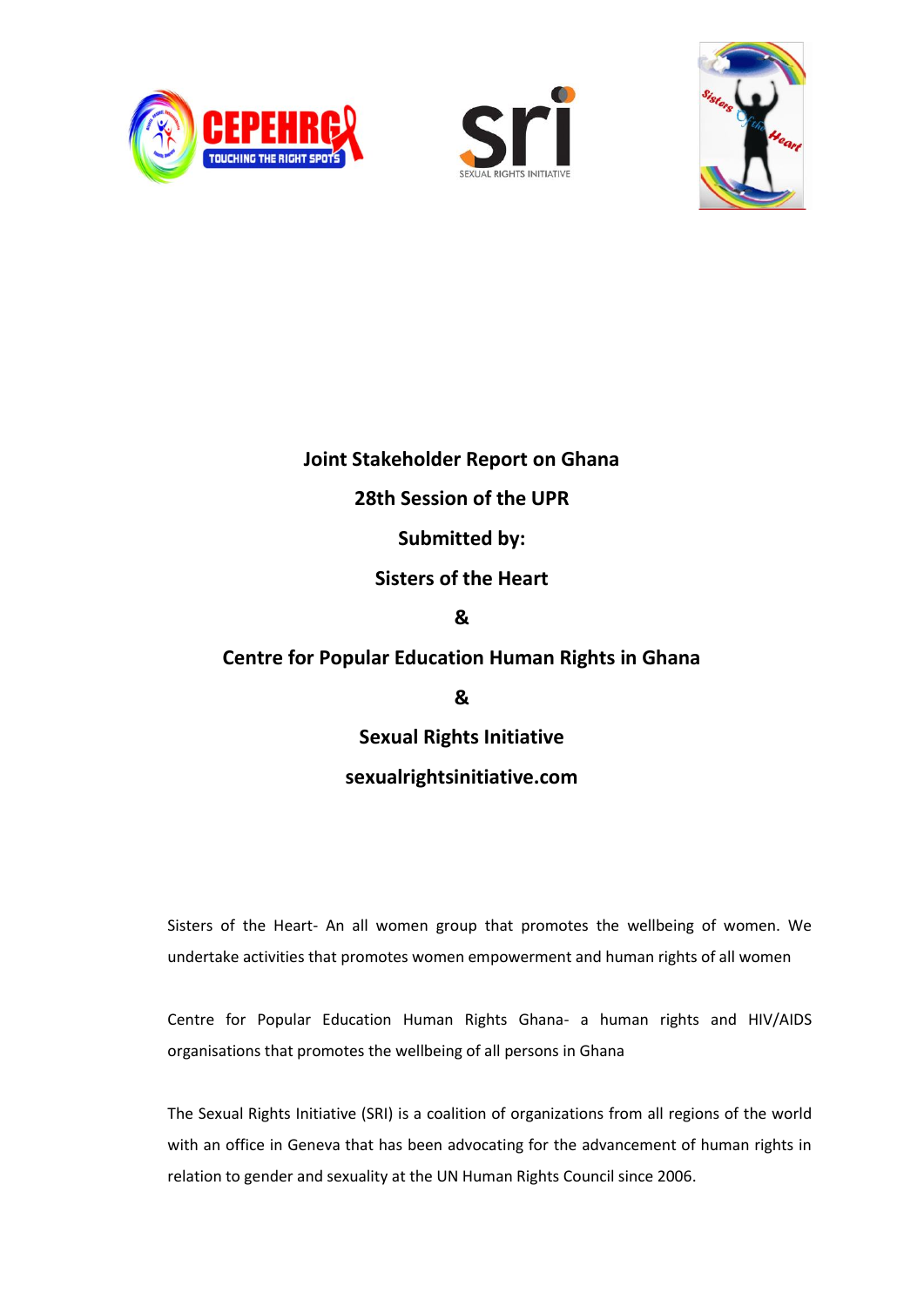**Joint Stakeholder Report on Ghana**

**28th Session of the UPR**

**Submitted by:**

**Sisters of the Heart**

**&**

**Centre for Popular Education Human Rights in Ghana**

**&**

**Sexual Rights Initiative**

**sexualrightsinitiative.com**

Sisters of the Heart- An all women group that promotes the wellbeing of women. We undertake activities that promotes women empowerment and human rights of all women

Centre for Popular Education Human Rights Ghana- a human rights and HIV/AIDS organisations that promotes the wellbeing of all persons in Ghana

The Sexual Rights Initiative (SRI) is a coalition of organizations from all regions of the world with an office in Geneva that has been advocating for the advancement of human rights in relation to gender and sexuality at the UN Human Rights Council since 2006.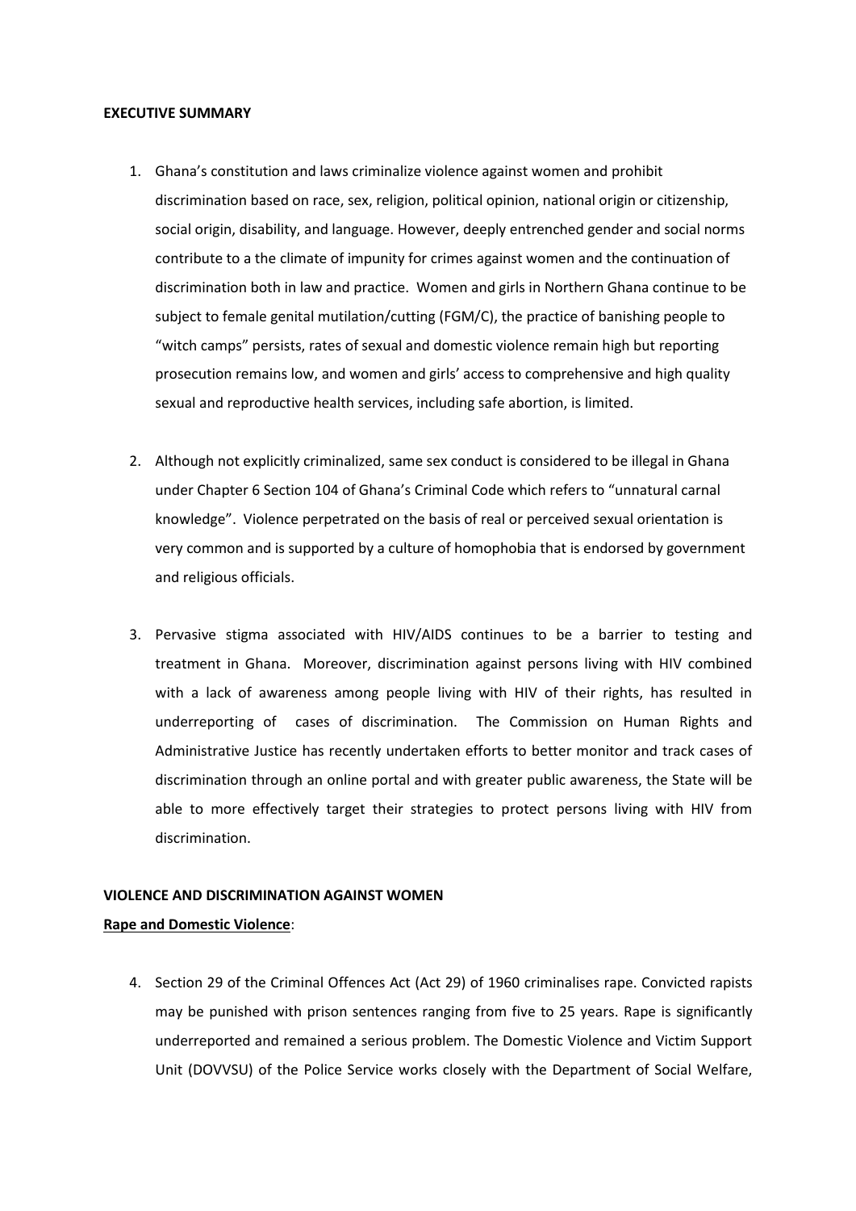**EXECUTIVE SUMMARY**

1. Ghana's constitution and laws criminalize violence against women and prohibit discrimination based on race, sex, religion, political opinion, national origin or citizenship, social origin, disability, and language. However, deeply entrenched gender and social norms contribute to a the climate of impunity for crimes against women and the continuation of discrimination both in law and practice. Women and girls in Northern Ghana continue to be subject to female genital mutilation/cutting (FGM/C), the practice of banishing people to "witch camps" persists, rates of sexual and domestic violence remain high but reporting prosecution remains low, and women and girls' access to comprehensive and high quality sexual and reproductive health services, including safe abortion, is limited.

2. Although not explicitly criminalized, same sex conduct is considered to be illegal in Ghana under Chapter 6 Section 104 of Ghana's Criminal Code which refers to "unnatural carnal knowledge". Violence perpetrated on the basis of real or perceived sexual orientation is very common and is supported by a culture of homophobia that is endorsed by government and religious officials.

3. Pervasive stigma associated with HIV/AIDS continues to be a barrier to testing and treatment in Ghana. Moreover, discrimination against persons living with HIV combined with a lack of awareness among people living with HIV of their rights, has resulted in underreporting of cases of discrimination. The Commission on Human Rights and Administrative Justice has recently undertaken efforts to better monitor and track cases of discrimination through an online portal and with greater public awareness, the State will be able to more effectively target their strategies to protect persons living with HIV from discrimination.

**VIOLENCE AND DISCRIMINATION AGAINST WOMEN**

**<u>Rape and Domestic Violence</u>**:

4. Section 29 of the Criminal Offences Act (Act 29) of 1960 criminalises rape. Convicted rapists may be punished with prison sentences ranging from five to 25 years. Rape is significantly underreported and remained a serious problem. The Domestic Violence and Victim Support Unit (DOVVSU) of the Police Service works closely with the Department of Social Welfare,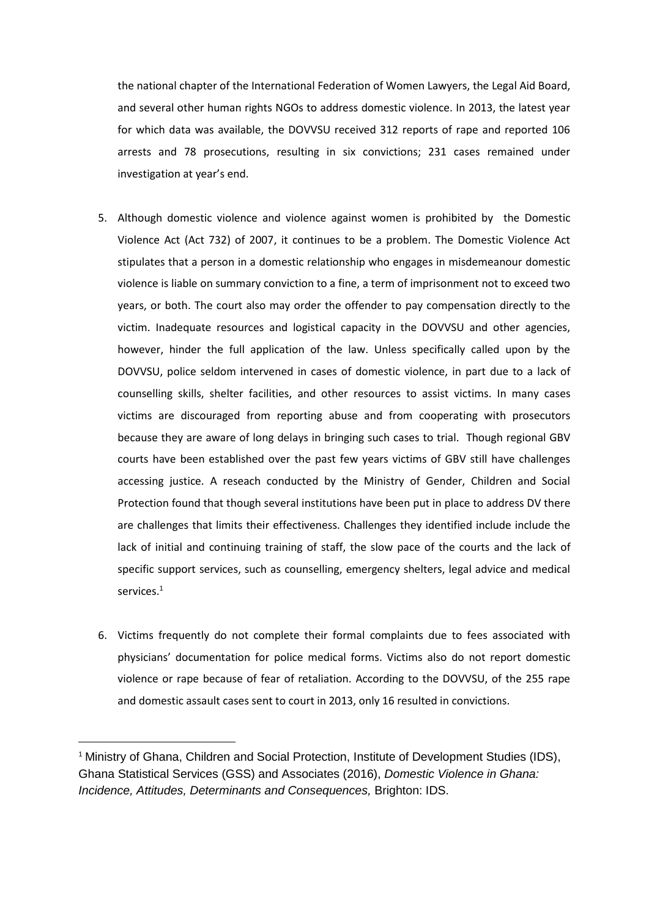the national chapter of the International Federation of Women Lawyers, the Legal Aid Board, and several other human rights NGOs to address domestic violence. In 2013, the latest year for which data was available, the DOVVSU received 312 reports of rape and reported 106 arrests and 78 prosecutions, resulting in six convictions; 231 cases remained under investigation at year's end.

5. Although domestic violence and violence against women is prohibited by the Domestic Violence Act (Act 732) of 2007, it continues to be a problem. The Domestic Violence Act stipulates that a person in a domestic relationship who engages in misdemeanour domestic violence is liable on summary conviction to a fine, a term of imprisonment not to exceed two years, or both. The court also may order the offender to pay compensation directly to the victim. Inadequate resources and logistical capacity in the DOVVSU and other agencies, however, hinder the full application of the law. Unless specifically called upon by the DOVVSU, police seldom intervened in cases of domestic violence, in part due to a lack of counselling skills, shelter facilities, and other resources to assist victims. In many cases victims are discouraged from reporting abuse and from cooperating with prosecutors because they are aware of long delays in bringing such cases to trial. Though regional GBV courts have been established over the past few years victims of GBV still have challenges accessing justice. A reseach conducted by the Ministry of Gender, Children and Social Protection found that though several institutions have been put in place to address DV there are challenges that limits their effectiveness. Challenges they identified include include the lack of initial and continuing training of staff, the slow pace of the courts and the lack of specific support services, such as counselling, emergency shelters, legal advice and medical services.[1]

6. Victims frequently do not complete their formal complaints due to fees associated with physicians' documentation for police medical forms. Victims also do not report domestic violence or rape because of fear of retaliation. According to the DOVVSU, of the 255 rape and domestic assault cases sent to court in 2013, only 16 resulted in convictions.

[1] Ministry of Ghana, Children and Social Protection, Institute of Development Studies (IDS), Ghana Statistical Services (GSS) and Associates (2016), *Domestic Violence in Ghana: Incidence, Attitudes, Determinants and Consequences,* Brighton: IDS.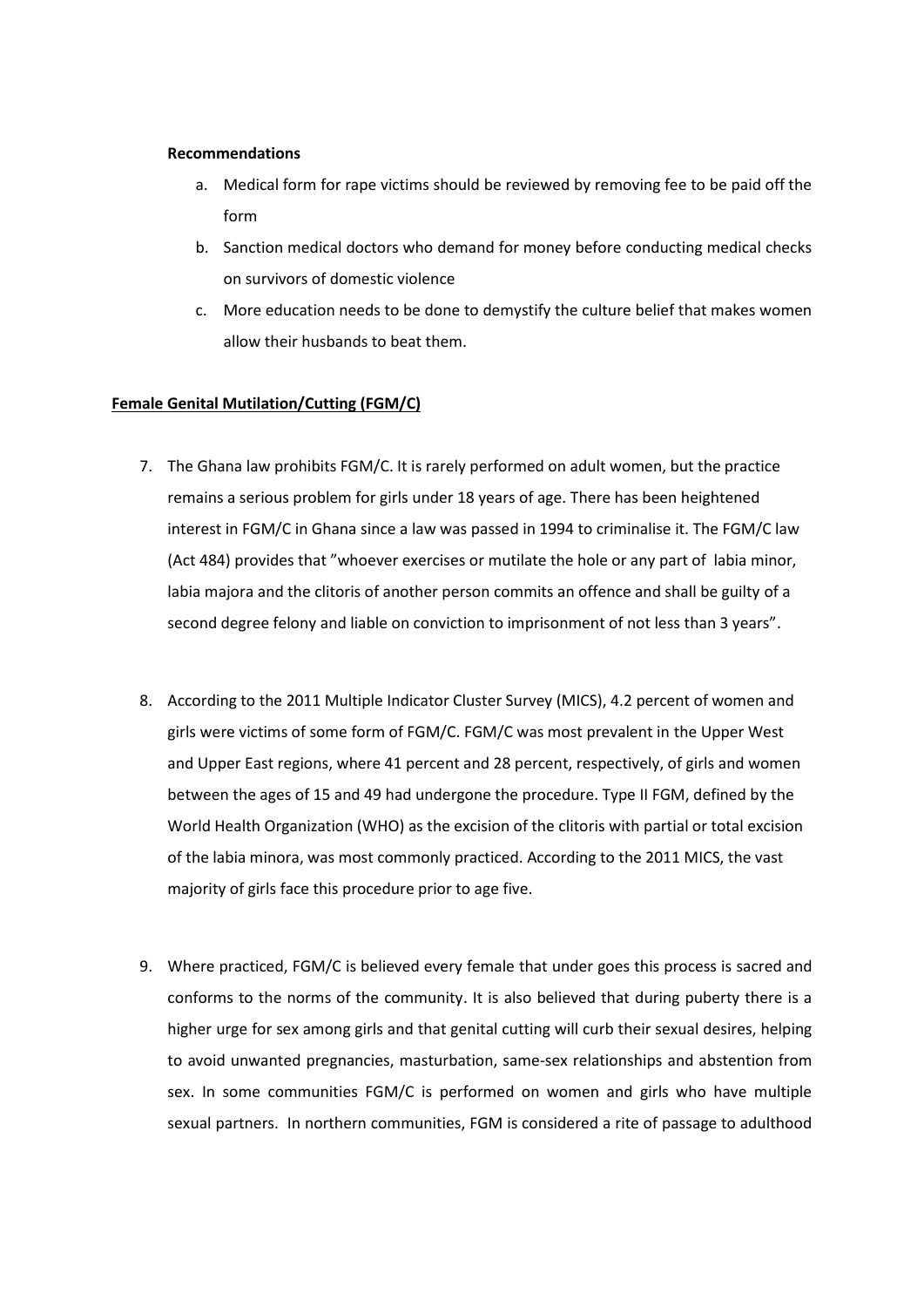**Recommendations**

a. Medical form for rape victims should be reviewed by removing fee to be paid off the form
b. Sanction medical doctors who demand for money before conducting medical checks on survivors of domestic violence
c. More education needs to be done to demystify the culture belief that makes women allow their husbands to beat them.

**Female Genital Mutilation/Cutting (FGM/C)**

7. The Ghana law prohibits FGM/C. It is rarely performed on adult women, but the practice remains a serious problem for girls under 18 years of age. There has been heightened interest in FGM/C in Ghana since a law was passed in 1994 to criminalise it. The FGM/C law (Act 484) provides that "whoever exercises or mutilate the hole or any part of labia minor, labia majora and the clitoris of another person commits an offence and shall be guilty of a second degree felony and liable on conviction to imprisonment of not less than 3 years".

8. According to the 2011 Multiple Indicator Cluster Survey (MICS), 4.2 percent of women and girls were victims of some form of FGM/C. FGM/C was most prevalent in the Upper West and Upper East regions, where 41 percent and 28 percent, respectively, of girls and women between the ages of 15 and 49 had undergone the procedure. Type II FGM, defined by the World Health Organization (WHO) as the excision of the clitoris with partial or total excision of the labia minora, was most commonly practiced. According to the 2011 MICS, the vast majority of girls face this procedure prior to age five.

9. Where practiced, FGM/C is believed every female that under goes this process is sacred and conforms to the norms of the community. It is also believed that during puberty there is a higher urge for sex among girls and that genital cutting will curb their sexual desires, helping to avoid unwanted pregnancies, masturbation, same-sex relationships and abstention from sex. In some communities FGM/C is performed on women and girls who have multiple sexual partners. In northern communities, FGM is considered a rite of passage to adulthood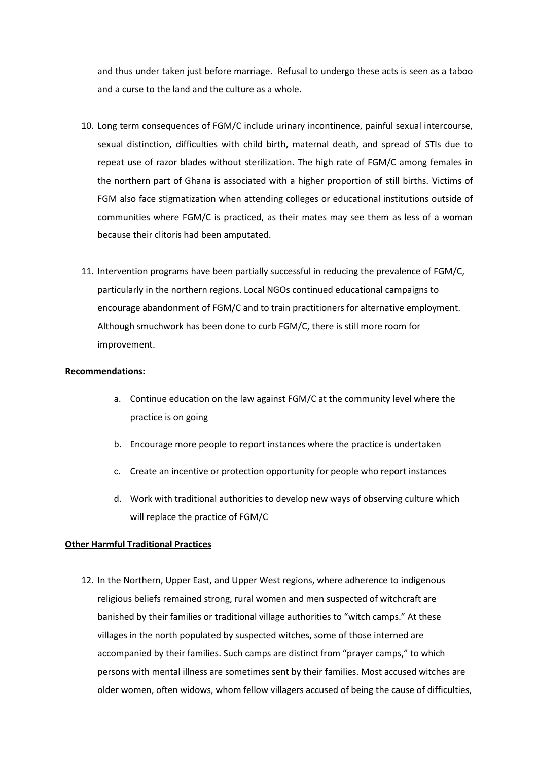and thus under taken just before marriage. Refusal to undergo these acts is seen as a taboo and a curse to the land and the culture as a whole.

10. Long term consequences of FGM/C include urinary incontinence, painful sexual intercourse, sexual distinction, difficulties with child birth, maternal death, and spread of STIs due to repeat use of razor blades without sterilization. The high rate of FGM/C among females in the northern part of Ghana is associated with a higher proportion of still births. Victims of FGM also face stigmatization when attending colleges or educational institutions outside of communities where FGM/C is practiced, as their mates may see them as less of a woman because their clitoris had been amputated.

11. Intervention programs have been partially successful in reducing the prevalence of FGM/C, particularly in the northern regions. Local NGOs continued educational campaigns to encourage abandonment of FGM/C and to train practitioners for alternative employment. Although smuchwork has been done to curb FGM/C, there is still more room for improvement.

**Recommendations:**

a. Continue education on the law against FGM/C at the community level where the practice is on going

b. Encourage more people to report instances where the practice is undertaken

c. Create an incentive or protection opportunity for people who report instances

d. Work with traditional authorities to develop new ways of observing culture which will replace the practice of FGM/C

**Other Harmful Traditional Practices**

12. In the Northern, Upper East, and Upper West regions, where adherence to indigenous religious beliefs remained strong, rural women and men suspected of witchcraft are banished by their families or traditional village authorities to "witch camps." At these villages in the north populated by suspected witches, some of those interned are accompanied by their families. Such camps are distinct from "prayer camps," to which persons with mental illness are sometimes sent by their families. Most accused witches are older women, often widows, whom fellow villagers accused of being the cause of difficulties,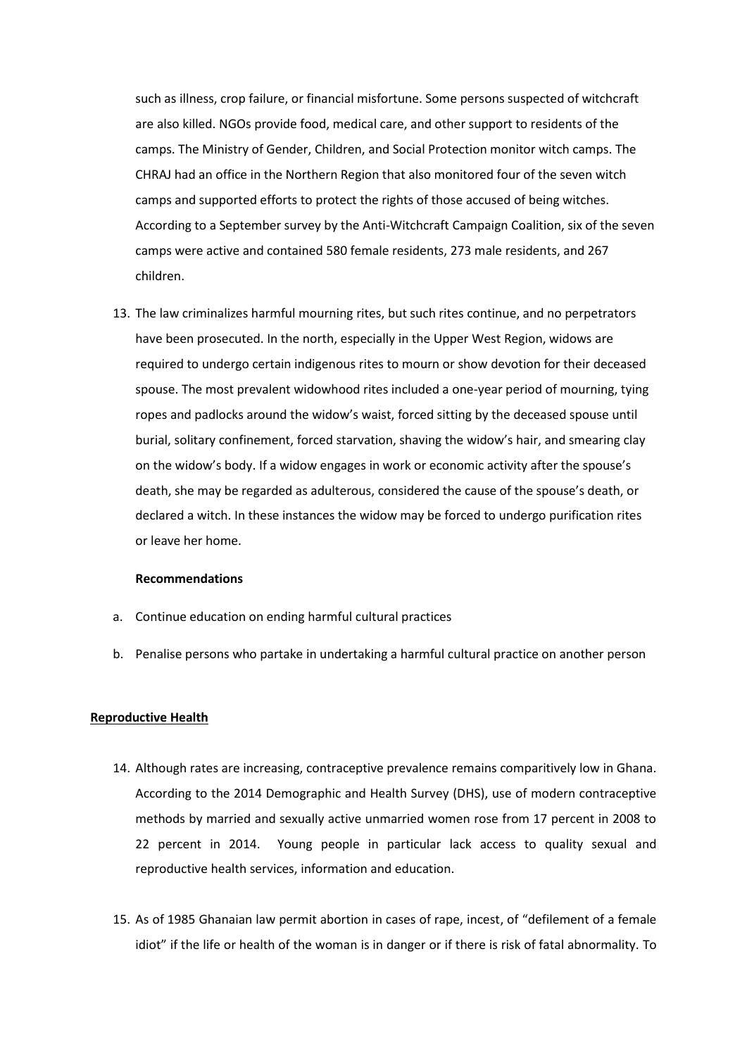such as illness, crop failure, or financial misfortune. Some persons suspected of witchcraft are also killed. NGOs provide food, medical care, and other support to residents of the camps. The Ministry of Gender, Children, and Social Protection monitor witch camps. The CHRAJ had an office in the Northern Region that also monitored four of the seven witch camps and supported efforts to protect the rights of those accused of being witches. According to a September survey by the Anti-Witchcraft Campaign Coalition, six of the seven camps were active and contained 580 female residents, 273 male residents, and 267 children.

13. The law criminalizes harmful mourning rites, but such rites continue, and no perpetrators have been prosecuted. In the north, especially in the Upper West Region, widows are required to undergo certain indigenous rites to mourn or show devotion for their deceased spouse. The most prevalent widowhood rites included a one-year period of mourning, tying ropes and padlocks around the widow's waist, forced sitting by the deceased spouse until burial, solitary confinement, forced starvation, shaving the widow's hair, and smearing clay on the widow's body. If a widow engages in work or economic activity after the spouse's death, she may be regarded as adulterous, considered the cause of the spouse's death, or declared a witch. In these instances the widow may be forced to undergo purification rites or leave her home.

**Recommendations**

a. Continue education on ending harmful cultural practices
b. Penalise persons who partake in undertaking a harmful cultural practice on another person

**Reproductive Health**

14. Although rates are increasing, contraceptive prevalence remains comparitively low in Ghana. According to the 2014 Demographic and Health Survey (DHS), use of modern contraceptive methods by married and sexually active unmarried women rose from 17 percent in 2008 to 22 percent in 2014. Young people in particular lack access to quality sexual and reproductive health services, information and education.

15. As of 1985 Ghanaian law permit abortion in cases of rape, incest, of "defilement of a female idiot" if the life or health of the woman is in danger or if there is risk of fatal abnormality. To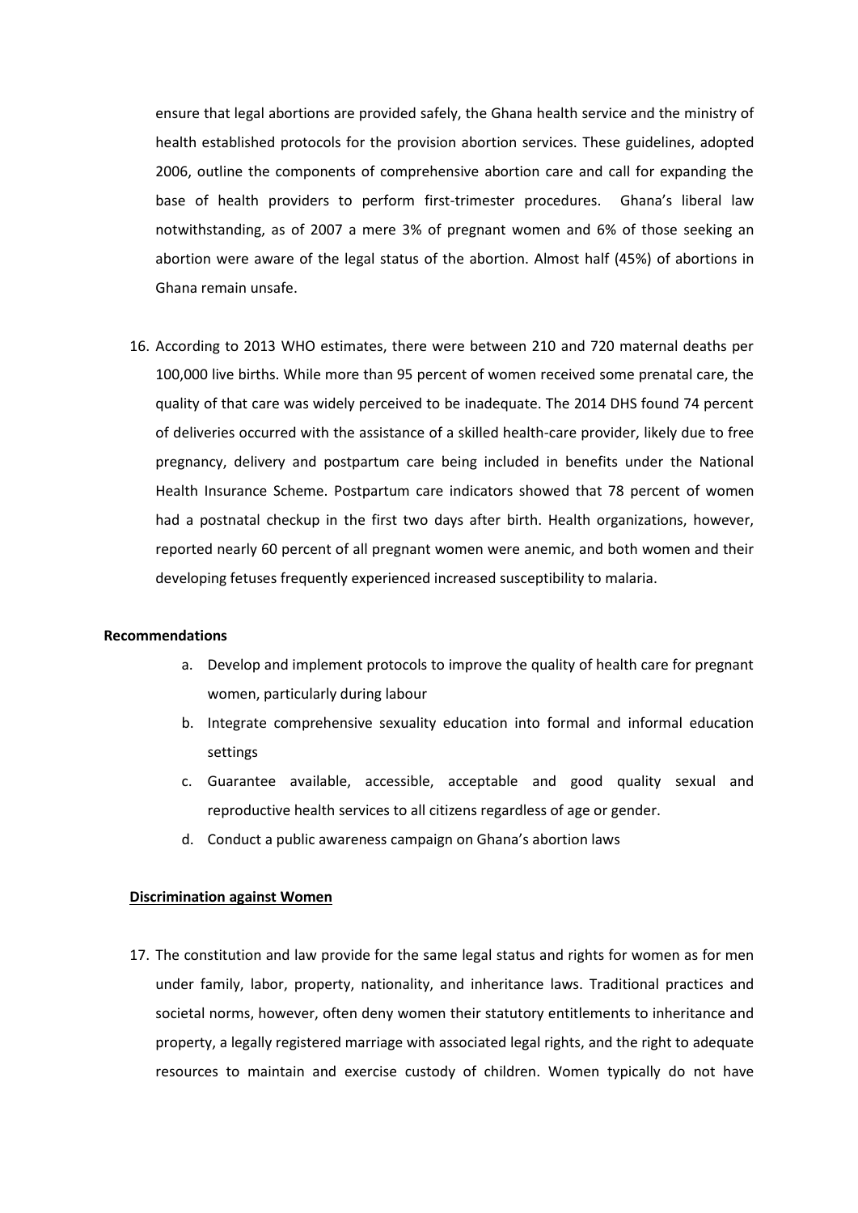ensure that legal abortions are provided safely, the Ghana health service and the ministry of health established protocols for the provision abortion services. These guidelines, adopted 2006, outline the components of comprehensive abortion care and call for expanding the base of health providers to perform first-trimester procedures. Ghana's liberal law notwithstanding, as of 2007 a mere 3% of pregnant women and 6% of those seeking an abortion were aware of the legal status of the abortion. Almost half (45%) of abortions in Ghana remain unsafe.

16. According to 2013 WHO estimates, there were between 210 and 720 maternal deaths per 100,000 live births. While more than 95 percent of women received some prenatal care, the quality of that care was widely perceived to be inadequate. The 2014 DHS found 74 percent of deliveries occurred with the assistance of a skilled health-care provider, likely due to free pregnancy, delivery and postpartum care being included in benefits under the National Health Insurance Scheme. Postpartum care indicators showed that 78 percent of women had a postnatal checkup in the first two days after birth. Health organizations, however, reported nearly 60 percent of all pregnant women were anemic, and both women and their developing fetuses frequently experienced increased susceptibility to malaria.

**Recommendations**

a. Develop and implement protocols to improve the quality of health care for pregnant women, particularly during labour
b. Integrate comprehensive sexuality education into formal and informal education settings
c. Guarantee available, accessible, acceptable and good quality sexual and reproductive health services to all citizens regardless of age or gender.
d. Conduct a public awareness campaign on Ghana's abortion laws

**Discrimination against Women**

17. The constitution and law provide for the same legal status and rights for women as for men under family, labor, property, nationality, and inheritance laws. Traditional practices and societal norms, however, often deny women their statutory entitlements to inheritance and property, a legally registered marriage with associated legal rights, and the right to adequate resources to maintain and exercise custody of children. Women typically do not have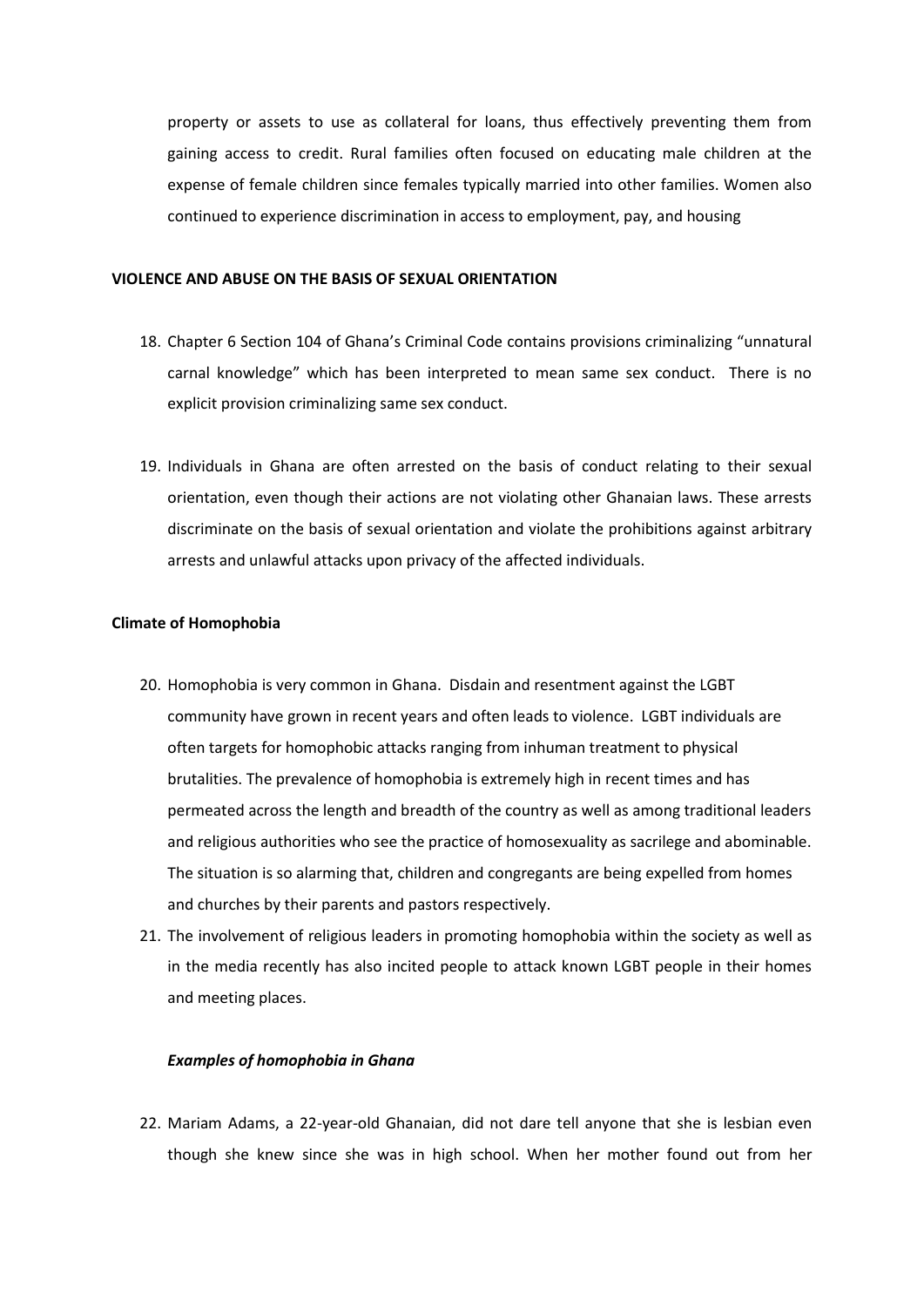property or assets to use as collateral for loans, thus effectively preventing them from gaining access to credit. Rural families often focused on educating male children at the expense of female children since females typically married into other families. Women also continued to experience discrimination in access to employment, pay, and housing

## VIOLENCE AND ABUSE ON THE BASIS OF SEXUAL ORIENTATION

18. Chapter 6 Section 104 of Ghana's Criminal Code contains provisions criminalizing "unnatural carnal knowledge" which has been interpreted to mean same sex conduct. There is no explicit provision criminalizing same sex conduct.

19. Individuals in Ghana are often arrested on the basis of conduct relating to their sexual orientation, even though their actions are not violating other Ghanaian laws. These arrests discriminate on the basis of sexual orientation and violate the prohibitions against arbitrary arrests and unlawful attacks upon privacy of the affected individuals.

### Climate of Homophobia

20. Homophobia is very common in Ghana. Disdain and resentment against the LGBT community have grown in recent years and often leads to violence. LGBT individuals are often targets for homophobic attacks ranging from inhuman treatment to physical brutalities. The prevalence of homophobia is extremely high in recent times and has permeated across the length and breadth of the country as well as among traditional leaders and religious authorities who see the practice of homosexuality as sacrilege and abominable. The situation is so alarming that, children and congregants are being expelled from homes and churches by their parents and pastors respectively.
21. The involvement of religious leaders in promoting homophobia within the society as well as in the media recently has also incited people to attack known LGBT people in their homes and meeting places.

#### *Examples of homophobia in Ghana*

22. Mariam Adams, a 22-year-old Ghanaian, did not dare tell anyone that she is lesbian even though she knew since she was in high school. When her mother found out from her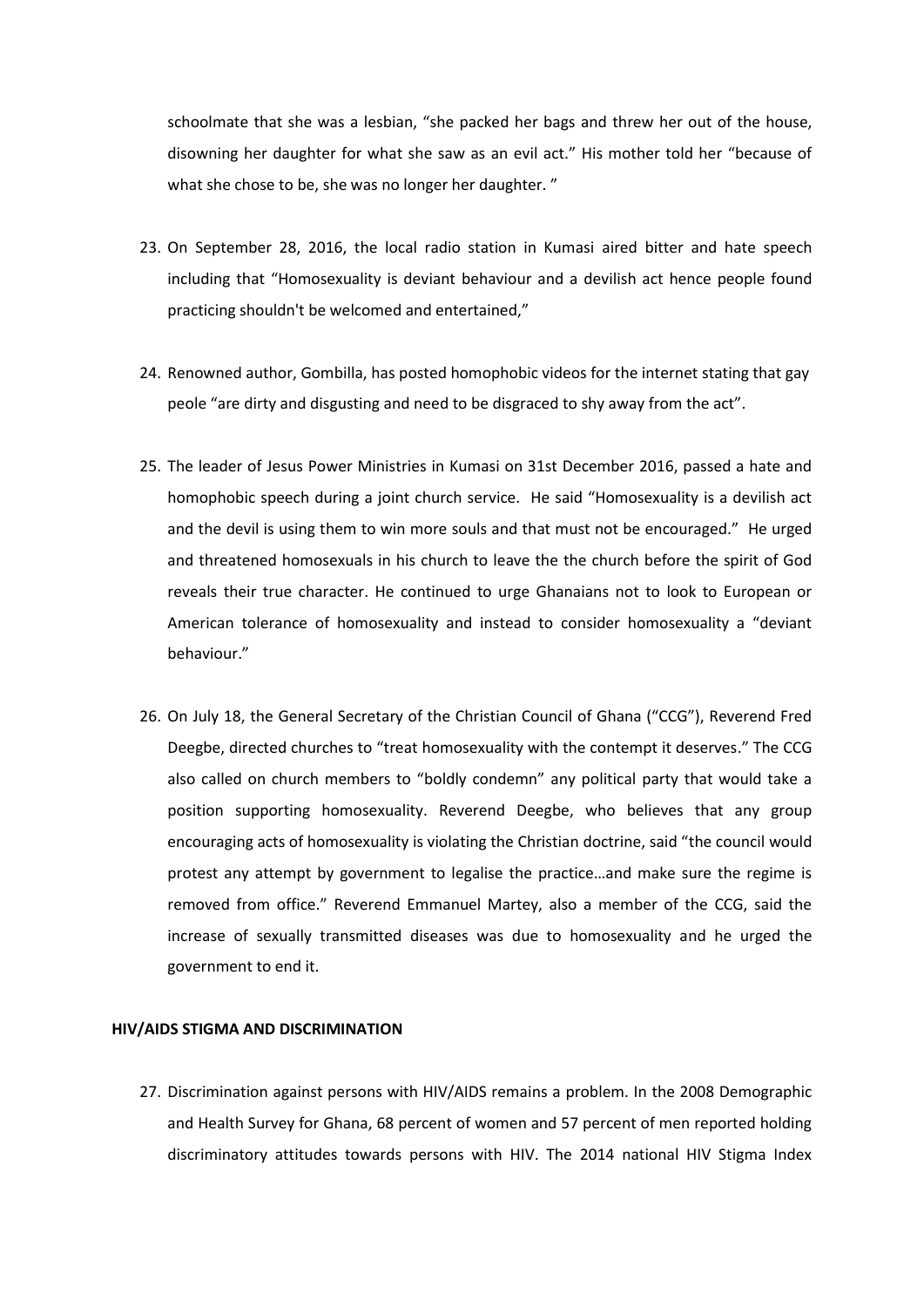schoolmate that she was a lesbian, "she packed her bags and threw her out of the house, disowning her daughter for what she saw as an evil act." His mother told her "because of what she chose to be, she was no longer her daughter. "

23. On September 28, 2016, the local radio station in Kumasi aired bitter and hate speech including that "Homosexuality is deviant behaviour and a devilish act hence people found practicing shouldn't be welcomed and entertained,"

24. Renowned author, Gombilla, has posted homophobic videos for the internet stating that gay peole "are dirty and disgusting and need to be disgraced to shy away from the act".

25. The leader of Jesus Power Ministries in Kumasi on 31st December 2016, passed a hate and homophobic speech during a joint church service. He said "Homosexuality is a devilish act and the devil is using them to win more souls and that must not be encouraged." He urged and threatened homosexuals in his church to leave the the church before the spirit of God reveals their true character. He continued to urge Ghanaians not to look to European or American tolerance of homosexuality and instead to consider homosexuality a "deviant behaviour."

26. On July 18, the General Secretary of the Christian Council of Ghana ("CCG"), Reverend Fred Deegbe, directed churches to "treat homosexuality with the contempt it deserves." The CCG also called on church members to "boldly condemn" any political party that would take a position supporting homosexuality. Reverend Deegbe, who believes that any group encouraging acts of homosexuality is violating the Christian doctrine, said "the council would protest any attempt by government to legalise the practice…and make sure the regime is removed from office." Reverend Emmanuel Martey, also a member of the CCG, said the increase of sexually transmitted diseases was due to homosexuality and he urged the government to end it.

**HIV/AIDS STIGMA AND DISCRIMINATION**

27. Discrimination against persons with HIV/AIDS remains a problem. In the 2008 Demographic and Health Survey for Ghana, 68 percent of women and 57 percent of men reported holding discriminatory attitudes towards persons with HIV. The 2014 national HIV Stigma Index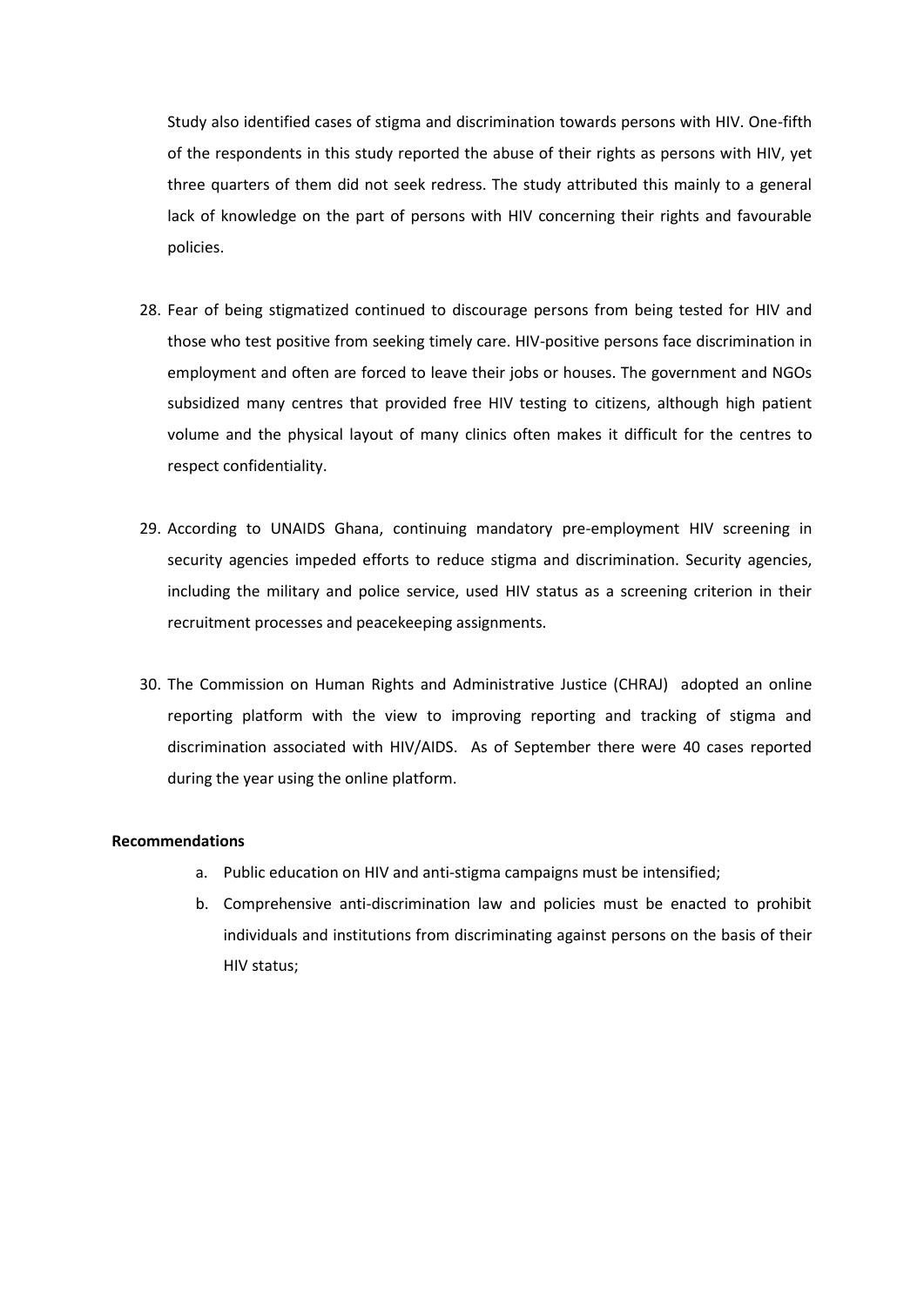Study also identified cases of stigma and discrimination towards persons with HIV. One-fifth of the respondents in this study reported the abuse of their rights as persons with HIV, yet three quarters of them did not seek redress. The study attributed this mainly to a general lack of knowledge on the part of persons with HIV concerning their rights and favourable policies.

28. Fear of being stigmatized continued to discourage persons from being tested for HIV and those who test positive from seeking timely care. HIV-positive persons face discrimination in employment and often are forced to leave their jobs or houses. The government and NGOs subsidized many centres that provided free HIV testing to citizens, although high patient volume and the physical layout of many clinics often makes it difficult for the centres to respect confidentiality.

29. According to UNAIDS Ghana, continuing mandatory pre-employment HIV screening in security agencies impeded efforts to reduce stigma and discrimination. Security agencies, including the military and police service, used HIV status as a screening criterion in their recruitment processes and peacekeeping assignments.

30. The Commission on Human Rights and Administrative Justice (CHRAJ) adopted an online reporting platform with the view to improving reporting and tracking of stigma and discrimination associated with HIV/AIDS. As of September there were 40 cases reported during the year using the online platform.

**Recommendations**

a. Public education on HIV and anti-stigma campaigns must be intensified;
b. Comprehensive anti-discrimination law and policies must be enacted to prohibit individuals and institutions from discriminating against persons on the basis of their HIV status;